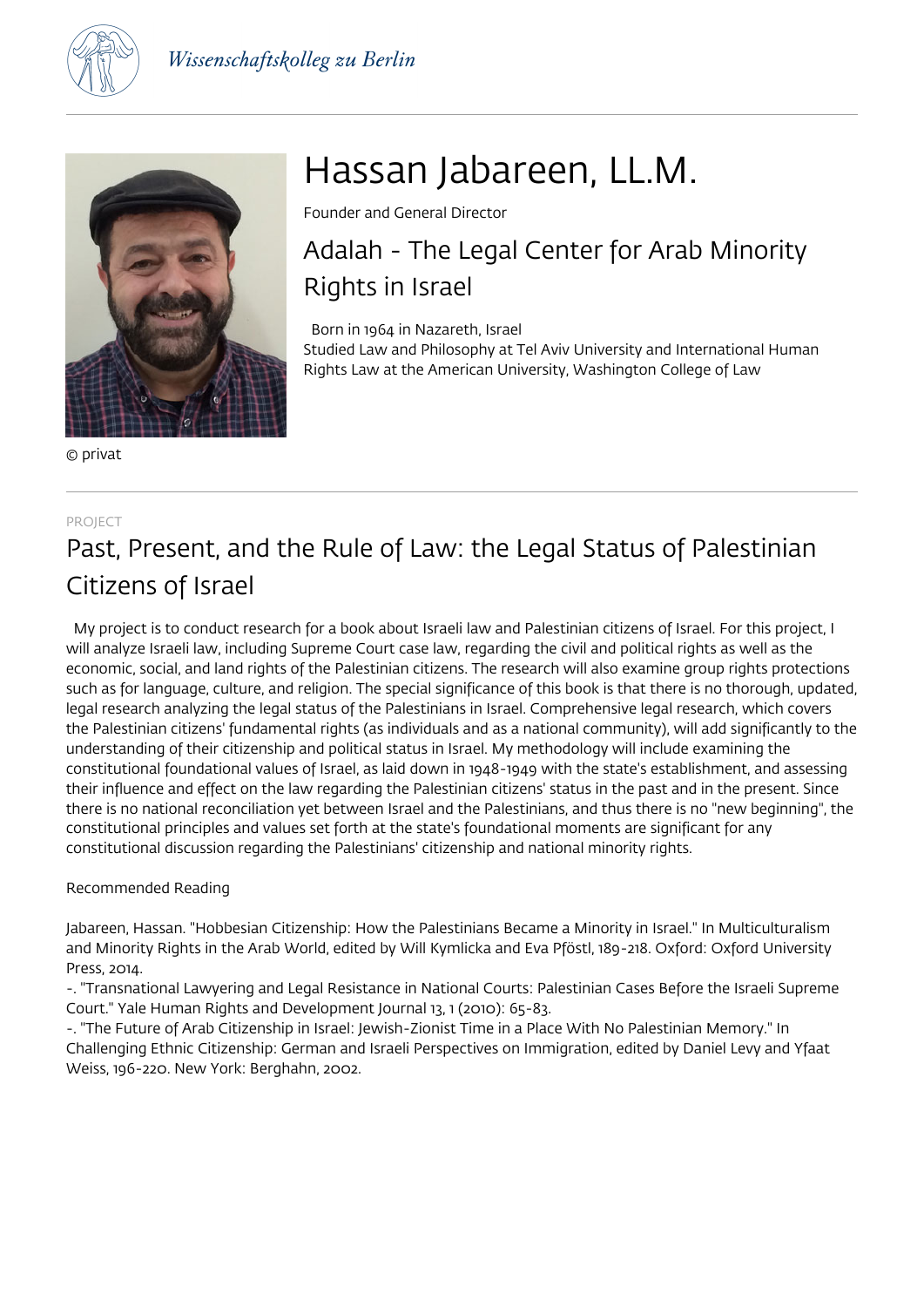# Hassan Jabareen, LL.M.

Founder and General Director

## Adalah - The Legal Center for Arab Minority Rights in Israel

Born in 1964 in Nazareth, Israel
Studied Law and Philosophy at Tel Aviv University and International Human Rights Law at the American University, Washington College of Law

© privat

PROJECT

## Past, Present, and the Rule of Law: the Legal Status of Palestinian Citizens of Israel

My project is to conduct research for a book about Israeli law and Palestinian citizens of Israel. For this project, I will analyze Israeli law, including Supreme Court case law, regarding the civil and political rights as well as the economic, social, and land rights of the Palestinian citizens. The research will also examine group rights protections such as for language, culture, and religion. The special significance of this book is that there is no thorough, updated, legal research analyzing the legal status of the Palestinians in Israel. Comprehensive legal research, which covers the Palestinian citizens' fundamental rights (as individuals and as a national community), will add significantly to the understanding of their citizenship and political status in Israel. My methodology will include examining the constitutional foundational values of Israel, as laid down in 1948-1949 with the state's establishment, and assessing their influence and effect on the law regarding the Palestinian citizens' status in the past and in the present. Since there is no national reconciliation yet between Israel and the Palestinians, and thus there is no "new beginning", the constitutional principles and values set forth at the state's foundational moments are significant for any constitutional discussion regarding the Palestinians' citizenship and national minority rights.

Recommended Reading

Jabareen, Hassan. "Hobbesian Citizenship: How the Palestinians Became a Minority in Israel." In Multiculturalism and Minority Rights in the Arab World, edited by Will Kymlicka and Eva Pföstl, 189-218. Oxford: Oxford University Press, 2014.
-. "Transnational Lawyering and Legal Resistance in National Courts: Palestinian Cases Before the Israeli Supreme Court." Yale Human Rights and Development Journal 13, 1 (2010): 65-83.
-. "The Future of Arab Citizenship in Israel: Jewish-Zionist Time in a Place With No Palestinian Memory." In Challenging Ethnic Citizenship: German and Israeli Perspectives on Immigration, edited by Daniel Levy and Yfaat Weiss, 196-220. New York: Berghahn, 2002.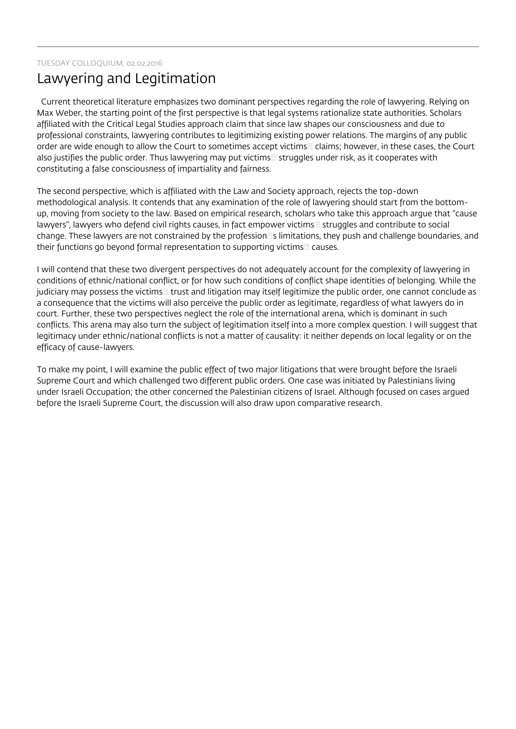TUESDAY COLLOQUIUM, 02.02.2016

# Lawyering and Legitimation

Current theoretical literature emphasizes two dominant perspectives regarding the role of lawyering. Relying on Max Weber, the starting point of the first perspective is that legal systems rationalize state authorities. Scholars affiliated with the Critical Legal Studies approach claim that since law shapes our consciousness and due to professional constraints, lawyering contributes to legitimizing existing power relations. The margins of any public order are wide enough to allow the Court to sometimes accept victims' claims; however, in these cases, the Court also justifies the public order. Thus lawyering may put victims' struggles under risk, as it cooperates with constituting a false consciousness of impartiality and fairness.

The second perspective, which is affiliated with the Law and Society approach, rejects the top-down methodological analysis. It contends that any examination of the role of lawyering should start from the bottom-up, moving from society to the law. Based on empirical research, scholars who take this approach argue that "cause lawyers", lawyers who defend civil rights causes, in fact empower victims' struggles and contribute to social change. These lawyers are not constrained by the profession's limitations, they push and challenge boundaries, and their functions go beyond formal representation to supporting victims' causes.

I will contend that these two divergent perspectives do not adequately account for the complexity of lawyering in conditions of ethnic/national conflict, or for how such conditions of conflict shape identities of belonging. While the judiciary may possess the victims' trust and litigation may itself legitimize the public order, one cannot conclude as a consequence that the victims will also perceive the public order as legitimate, regardless of what lawyers do in court. Further, these two perspectives neglect the role of the international arena, which is dominant in such conflicts. This arena may also turn the subject of legitimation itself into a more complex question. I will suggest that legitimacy under ethnic/national conflicts is not a matter of causality: it neither depends on local legality or on the efficacy of cause-lawyers.

To make my point, I will examine the public effect of two major litigations that were brought before the Israeli Supreme Court and which challenged two different public orders. One case was initiated by Palestinians living under Israeli Occupation; the other concerned the Palestinian citizens of Israel. Although focused on cases argued before the Israeli Supreme Court, the discussion will also draw upon comparative research.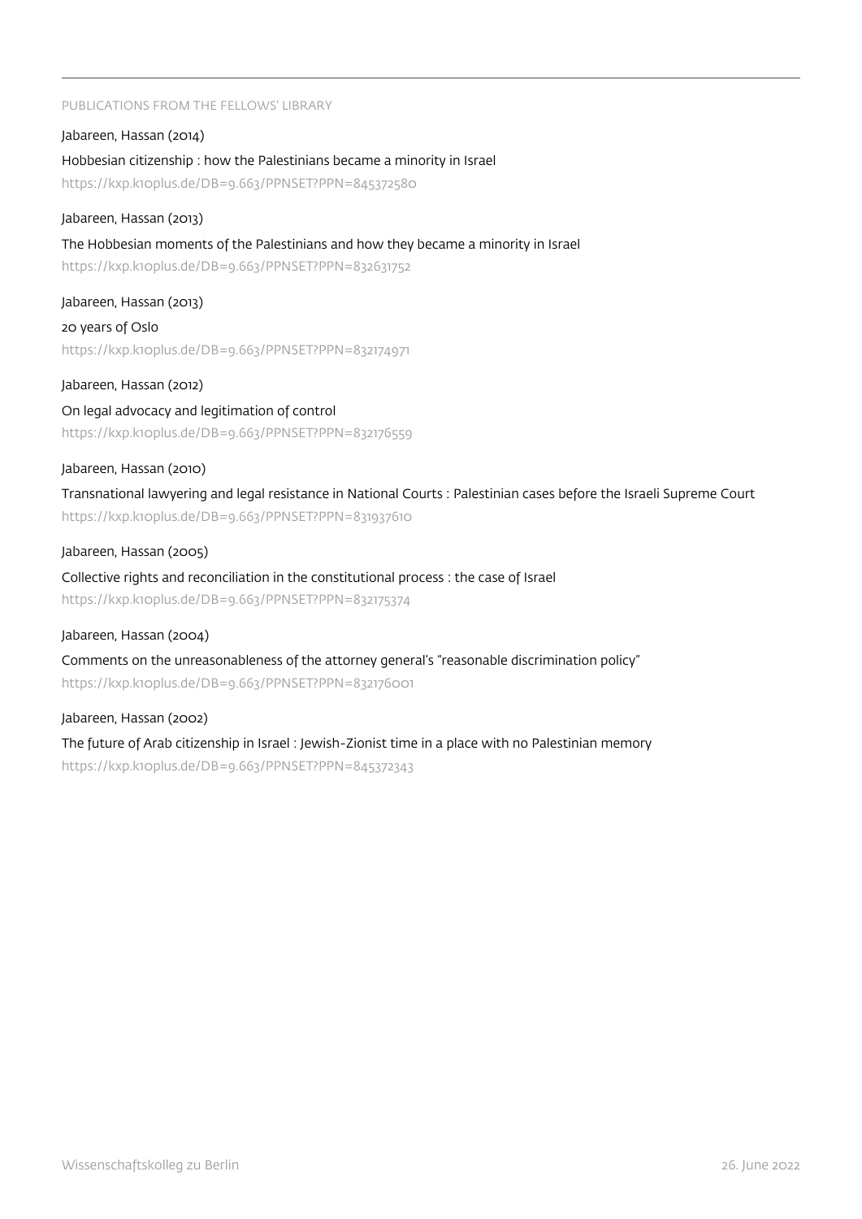PUBLICATIONS FROM THE FELLOWS' LIBRARY

Jabareen, Hassan (2014)

Hobbesian citizenship : how the Palestinians became a minority in Israel

https://kxp.k10plus.de/DB=9.663/PPNSET?PPN=845372580

Jabareen, Hassan (2013)

The Hobbesian moments of the Palestinians and how they became a minority in Israel

https://kxp.k10plus.de/DB=9.663/PPNSET?PPN=832631752

Jabareen, Hassan (2013)

20 years of Oslo

https://kxp.k10plus.de/DB=9.663/PPNSET?PPN=832174971

Jabareen, Hassan (2012)

On legal advocacy and legitimation of control

https://kxp.k10plus.de/DB=9.663/PPNSET?PPN=832176559

Jabareen, Hassan (2010)

Transnational lawyering and legal resistance in National Courts : Palestinian cases before the Israeli Supreme Court

https://kxp.k10plus.de/DB=9.663/PPNSET?PPN=831937610

Jabareen, Hassan (2005)

Collective rights and reconciliation in the constitutional process : the case of Israel

https://kxp.k10plus.de/DB=9.663/PPNSET?PPN=832175374

Jabareen, Hassan (2004)

Comments on the unreasonableness of the attorney general's "reasonable discrimination policy"

https://kxp.k10plus.de/DB=9.663/PPNSET?PPN=832176001

Jabareen, Hassan (2002)

The future of Arab citizenship in Israel : Jewish-Zionist time in a place with no Palestinian memory

https://kxp.k10plus.de/DB=9.663/PPNSET?PPN=845372343